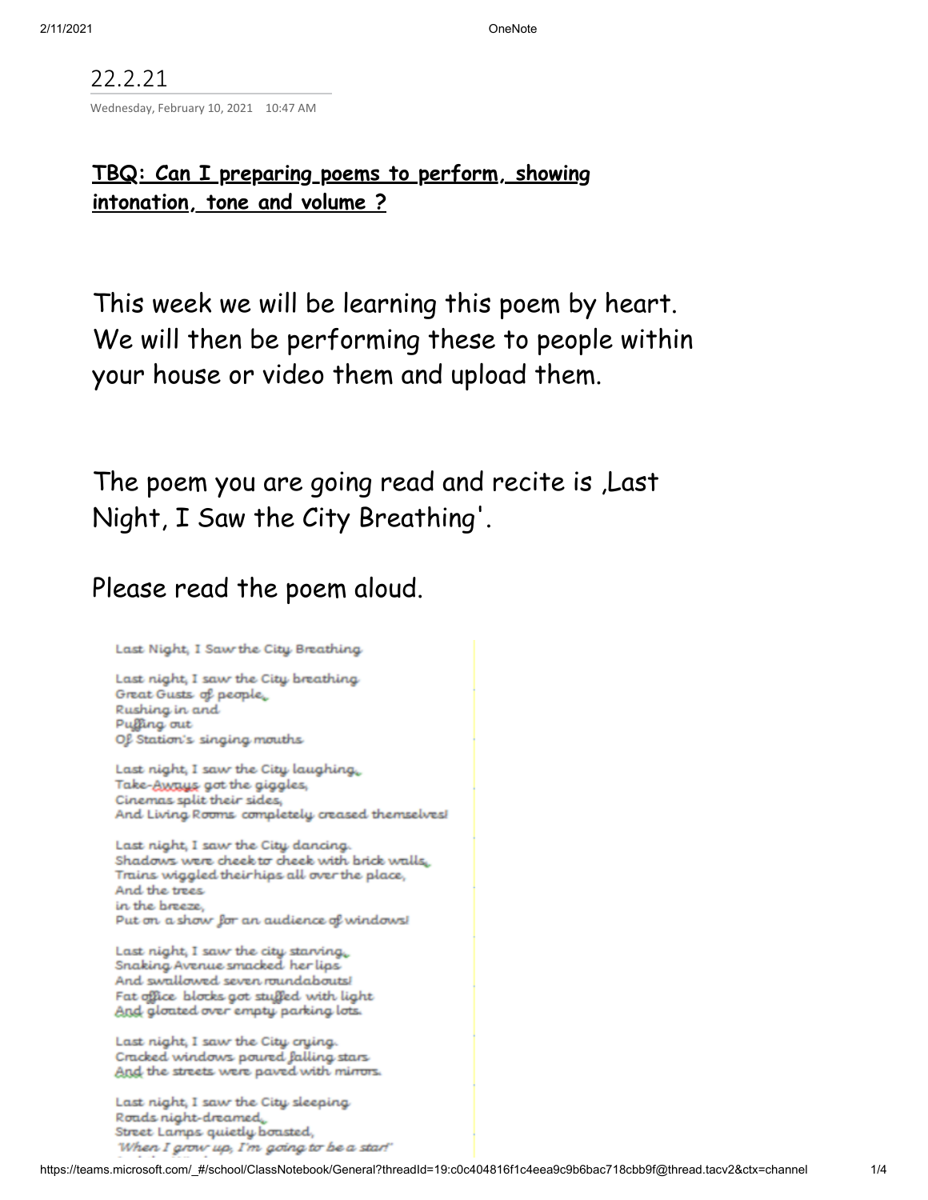22.2.21

Wednesday, February 10, 2021 10:47 AM

**TBQ: Can I preparing poems to perform, showing intonation, tone and volume ?**

This week we will be learning this poem by heart. We will then be performing these to people within your house or video them and upload them.

The poem you are going read and recite is ,Last Night, I Saw the City Breathing'.

Please read the poem aloud.

Last Night, I Saw the City Breathing

Last night, I saw the City breathing
Great Gusts of people,
Rushing in and
Puffing out
Of Station's singing mouths

Last night, I saw the City laughing,
Take-Aways got the giggles,
Cinemas split their sides,
And Living Rooms completely creased themselves!

Last night, I saw the City dancing.
Shadows were cheek to cheek with brick walls,
Trains wiggled their hips all over the place,
And the trees
in the breeze,
Put on a show for an audience of windows!

Last night, I saw the city starving,
Snaking Avenue smacked her lips
And swallowed seven roundabouts!
Fat office blocks got stuffed with light
And gloated over empty parking lots.

Last night, I saw the City crying.
Cracked windows poured falling stars
And the streets were paved with mirrors.

Last night, I saw the City sleeping
Roads night-dreamed,
Street Lamps quietly boasted,
'When I grow up, I'm going to be a star!'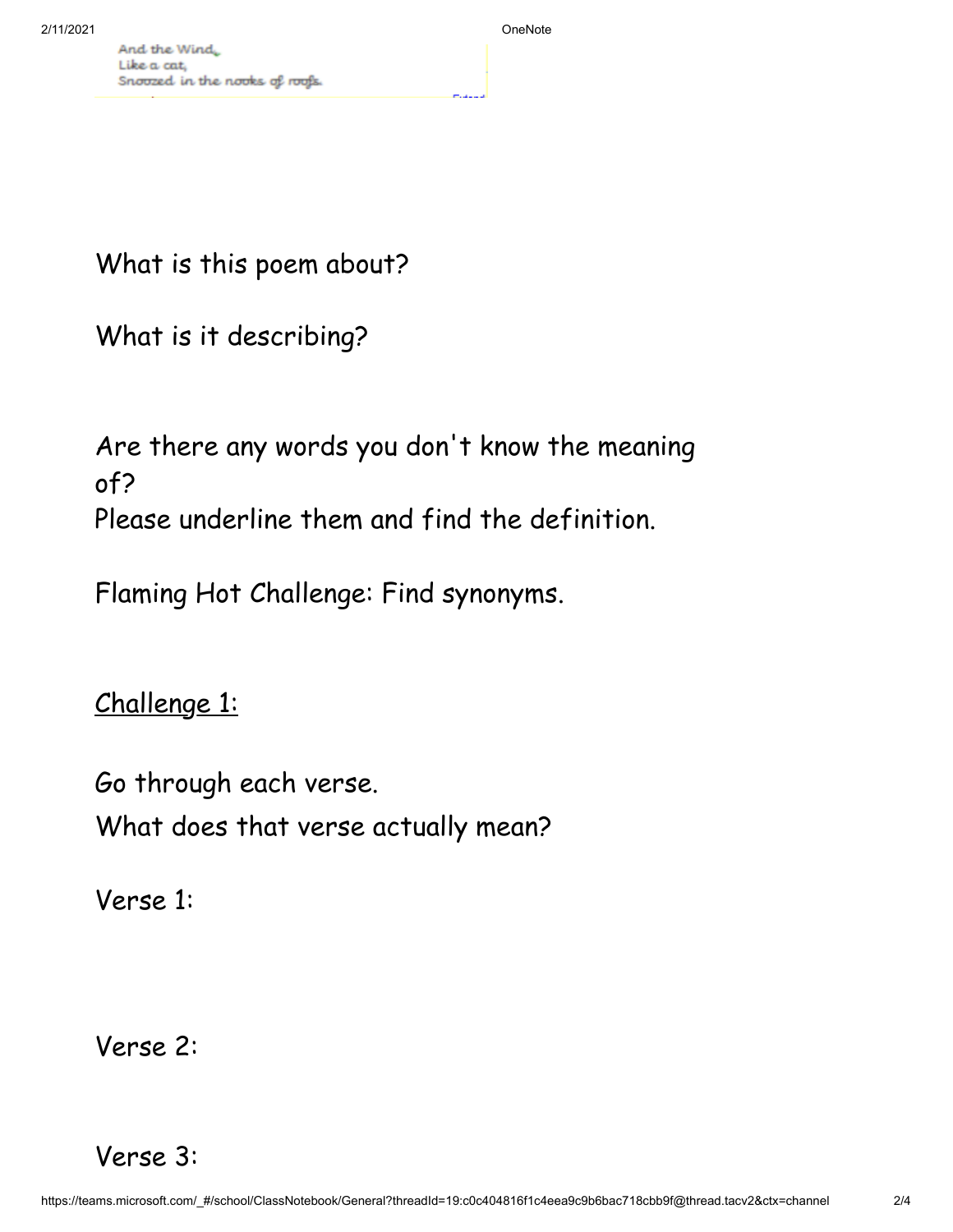And the Wind,
Like a cat,
Snoozed in the nooks of roofs.

What is this poem about?

What is it describing?

Are there any words you don't know the meaning of?
Please underline them and find the definition.

Flaming Hot Challenge: Find synonyms.

<u>Challenge 1:</u>

Go through each verse.
What does that verse actually mean?

Verse 1:

Verse 2:

Verse 3: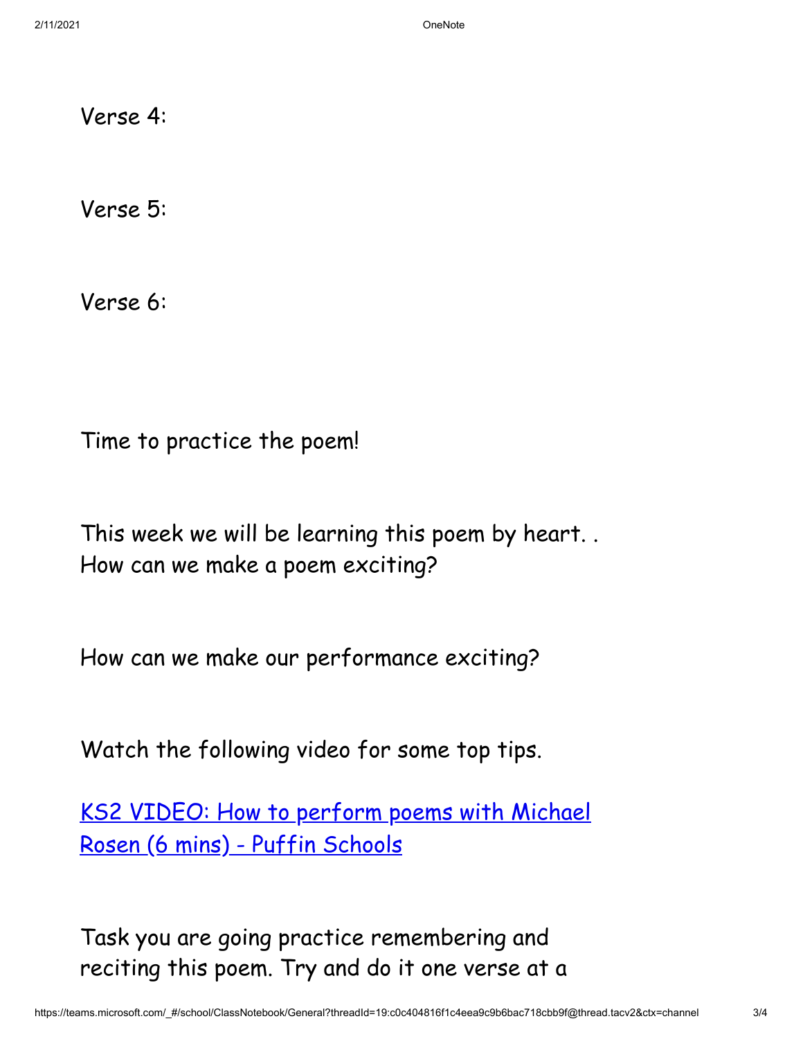Verse 4:

Verse 5:

Verse 6:

Time to practice the poem!

This week we will be learning this poem by heart. .
How can we make a poem exciting?

How can we make our performance exciting?

Watch the following video for some top tips.

[KS2 VIDEO: How to perform poems with Michael Rosen (6 mins) - Puffin Schools]

Task you are going practice remembering and reciting this poem. Try and do it one verse at a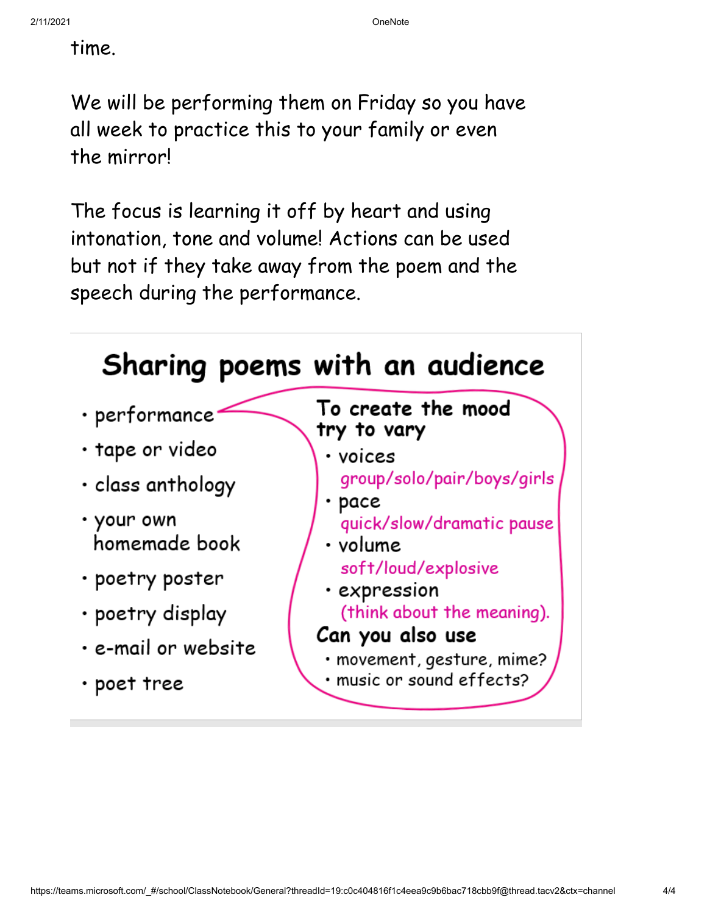time.

We will be performing them on Friday so you have all week to practice this to your family or even the mirror!

The focus is learning it off by heart and using intonation, tone and volume! Actions can be used but not if they take away from the poem and the speech during the performance.

## Sharing poems with an audience

- performance
- tape or video
- class anthology
- your own homemade book
- poetry poster
- poetry display
- e-mail or website
- poet tree

**To create the mood try to vary**

- voices
  group/solo/pair/boys/girls
- pace
  quick/slow/dramatic pause
- volume
  soft/loud/explosive
- expression
  (think about the meaning).

**Can you also use**

- movement, gesture, mime?
- music or sound effects?